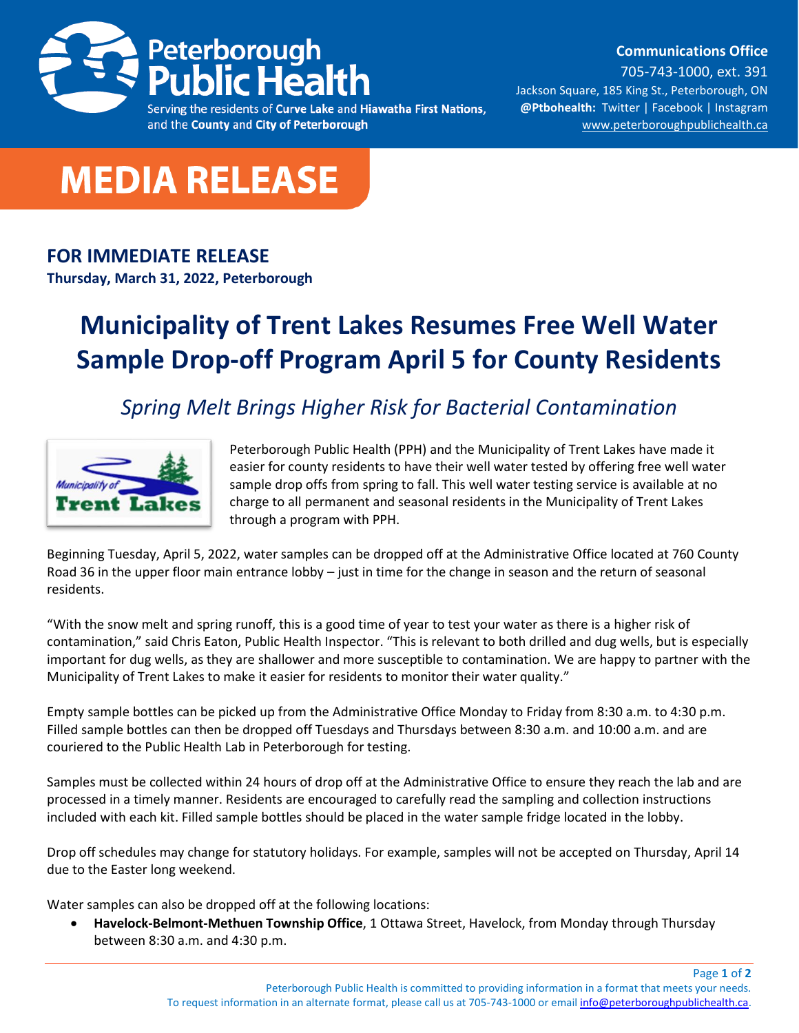**Peterborough Public Health**

Serving the residents of **Curve Lake** and **Hiawatha First Nations**, and the **County** and **City of Peterborough**

**Communications Office**
705-743-1000, ext. 391
Jackson Square, 185 King St., Peterborough, ON
**@Ptbohealth:** Twitter | Facebook | Instagram
www.peterboroughpublichealth.ca

# MEDIA RELEASE

**FOR IMMEDIATE RELEASE**
**Thursday, March 31, 2022, Peterborough**

# Municipality of Trent Lakes Resumes Free Well Water Sample Drop-off Program April 5 for County Residents

## *Spring Melt Brings Higher Risk for Bacterial Contamination*

Peterborough Public Health (PPH) and the Municipality of Trent Lakes have made it easier for county residents to have their well water tested by offering free well water sample drop offs from spring to fall. This well water testing service is available at no charge to all permanent and seasonal residents in the Municipality of Trent Lakes through a program with PPH.

Beginning Tuesday, April 5, 2022, water samples can be dropped off at the Administrative Office located at 760 County Road 36 in the upper floor main entrance lobby – just in time for the change in season and the return of seasonal residents.

"With the snow melt and spring runoff, this is a good time of year to test your water as there is a higher risk of contamination," said Chris Eaton, Public Health Inspector. "This is relevant to both drilled and dug wells, but is especially important for dug wells, as they are shallower and more susceptible to contamination. We are happy to partner with the Municipality of Trent Lakes to make it easier for residents to monitor their water quality."

Empty sample bottles can be picked up from the Administrative Office Monday to Friday from 8:30 a.m. to 4:30 p.m. Filled sample bottles can then be dropped off Tuesdays and Thursdays between 8:30 a.m. and 10:00 a.m. and are couriered to the Public Health Lab in Peterborough for testing.

Samples must be collected within 24 hours of drop off at the Administrative Office to ensure they reach the lab and are processed in a timely manner. Residents are encouraged to carefully read the sampling and collection instructions included with each kit. Filled sample bottles should be placed in the water sample fridge located in the lobby.

Drop off schedules may change for statutory holidays. For example, samples will not be accepted on Thursday, April 14 due to the Easter long weekend.

Water samples can also be dropped off at the following locations:

- **Havelock-Belmont-Methuen Township Office**, 1 Ottawa Street, Havelock, from Monday through Thursday between 8:30 a.m. and 4:30 p.m.

Peterborough Public Health is committed to providing information in a format that meets your needs. To request information in an alternate format, please call us at 705-743-1000 or email info@peterboroughpublichealth.ca.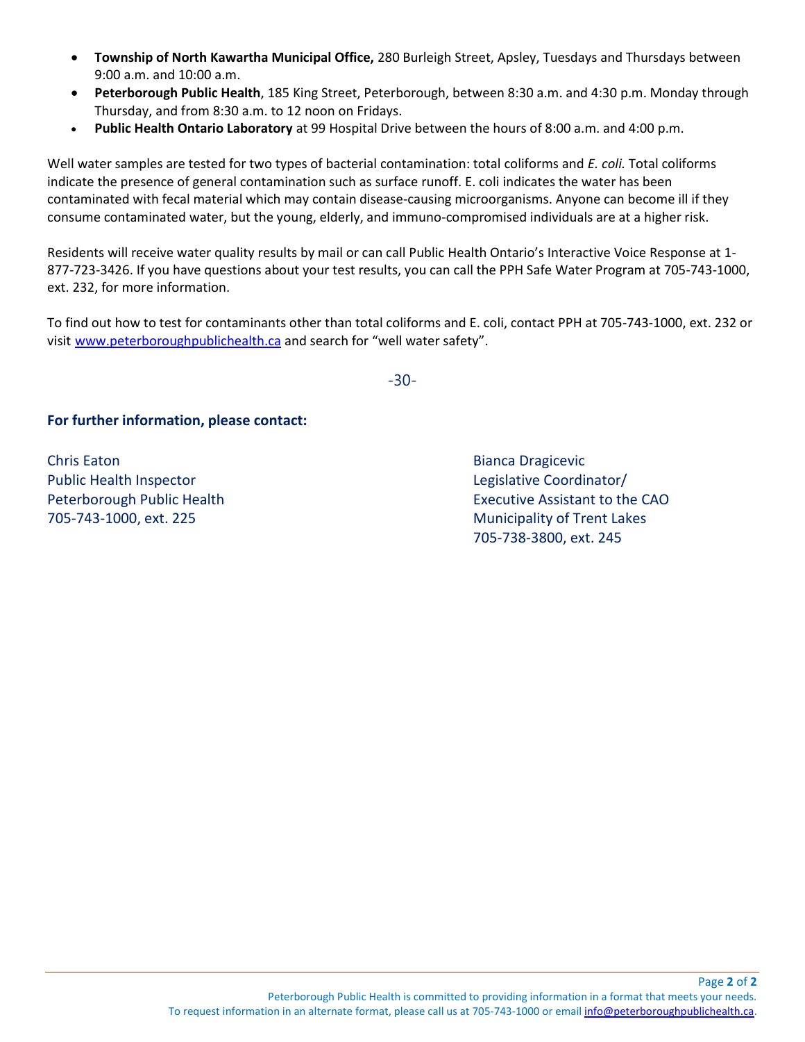- **Township of North Kawartha Municipal Office,** 280 Burleigh Street, Apsley, Tuesdays and Thursdays between 9:00 a.m. and 10:00 a.m.
- **Peterborough Public Health**, 185 King Street, Peterborough, between 8:30 a.m. and 4:30 p.m. Monday through Thursday, and from 8:30 a.m. to 12 noon on Fridays.
- **Public Health Ontario Laboratory** at 99 Hospital Drive between the hours of 8:00 a.m. and 4:00 p.m.

Well water samples are tested for two types of bacterial contamination: total coliforms and *E. coli.* Total coliforms indicate the presence of general contamination such as surface runoff. E. coli indicates the water has been contaminated with fecal material which may contain disease-causing microorganisms. Anyone can become ill if they consume contaminated water, but the young, elderly, and immuno-compromised individuals are at a higher risk.

Residents will receive water quality results by mail or can call Public Health Ontario's Interactive Voice Response at 1-877-723-3426. If you have questions about your test results, you can call the PPH Safe Water Program at 705-743-1000, ext. 232, for more information.

To find out how to test for contaminants other than total coliforms and E. coli, contact PPH at 705-743-1000, ext. 232 or visit [www.peterboroughpublichealth.ca](http://www.peterboroughpublichealth.ca) and search for "well water safety".

-30-

**For further information, please contact:**

Chris Eaton
Public Health Inspector
Peterborough Public Health
705-743-1000, ext. 225

Bianca Dragicevic
Legislative Coordinator/
Executive Assistant to the CAO
Municipality of Trent Lakes
705-738-3800, ext. 245

Peterborough Public Health is committed to providing information in a format that meets your needs.
To request information in an alternate format, please call us at 705-743-1000 or email info@peterboroughpublichealth.ca.